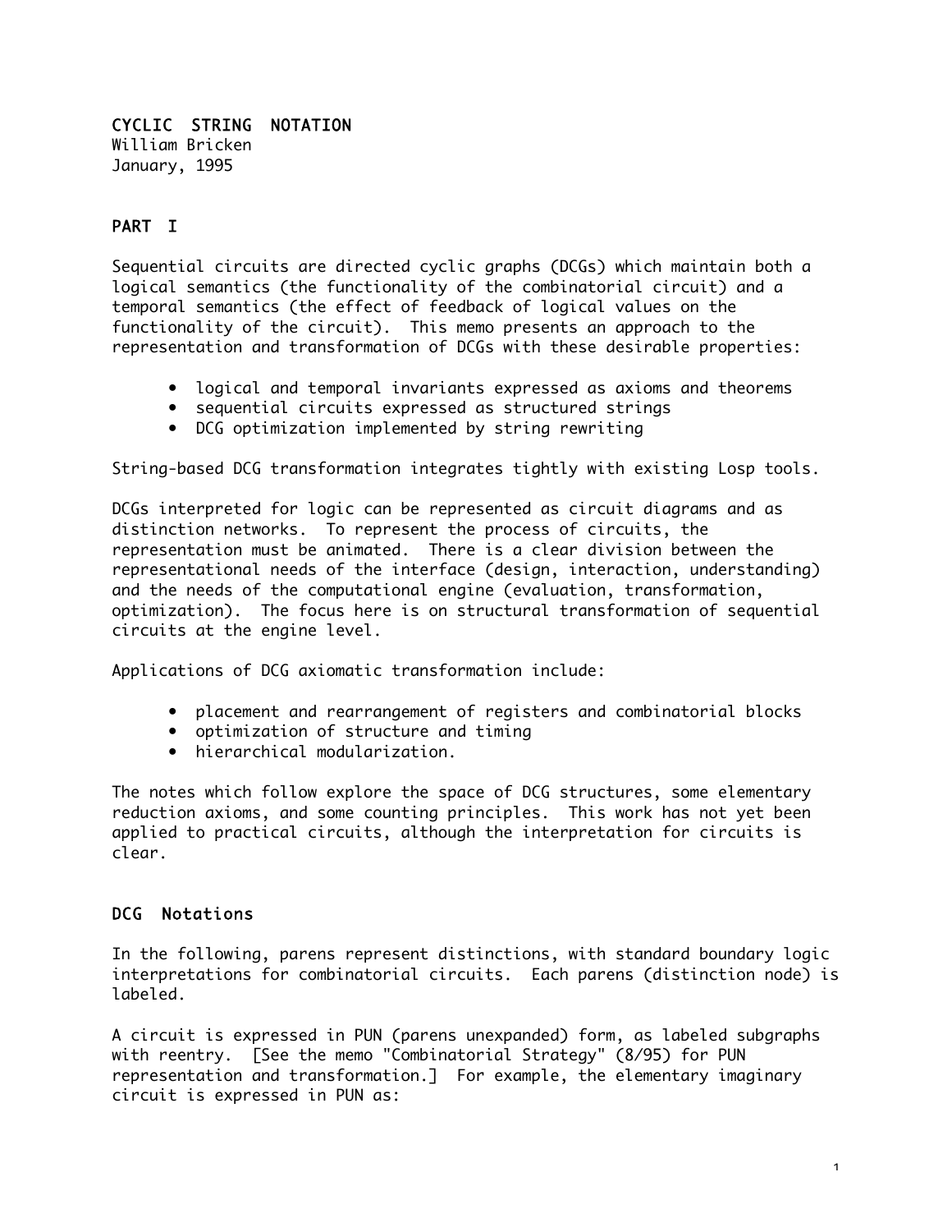# CYCLIC STRING NOTATION

William Bricken
January, 1995

## PART I

Sequential circuits are directed cyclic graphs (DCGs) which maintain both a logical semantics (the functionality of the combinatorial circuit) and a temporal semantics (the effect of feedback of logical values on the functionality of the circuit). This memo presents an approach to the representation and transformation of DCGs with these desirable properties:

- logical and temporal invariants expressed as axioms and theorems
- sequential circuits expressed as structured strings
- DCG optimization implemented by string rewriting

String-based DCG transformation integrates tightly with existing Losp tools.

DCGs interpreted for logic can be represented as circuit diagrams and as distinction networks. To represent the process of circuits, the representation must be animated. There is a clear division between the representational needs of the interface (design, interaction, understanding) and the needs of the computational engine (evaluation, transformation, optimization). The focus here is on structural transformation of sequential circuits at the engine level.

Applications of DCG axiomatic transformation include:

- placement and rearrangement of registers and combinatorial blocks
- optimization of structure and timing
- hierarchical modularization.

The notes which follow explore the space of DCG structures, some elementary reduction axioms, and some counting principles. This work has not yet been applied to practical circuits, although the interpretation for circuits is clear.

## DCG Notations

In the following, parens represent distinctions, with standard boundary logic interpretations for combinatorial circuits. Each parens (distinction node) is labeled.

A circuit is expressed in PUN (parens unexpanded) form, as labeled subgraphs with reentry. [See the memo "Combinatorial Strategy" (8/95) for PUN representation and transformation.] For example, the elementary imaginary circuit is expressed in PUN as: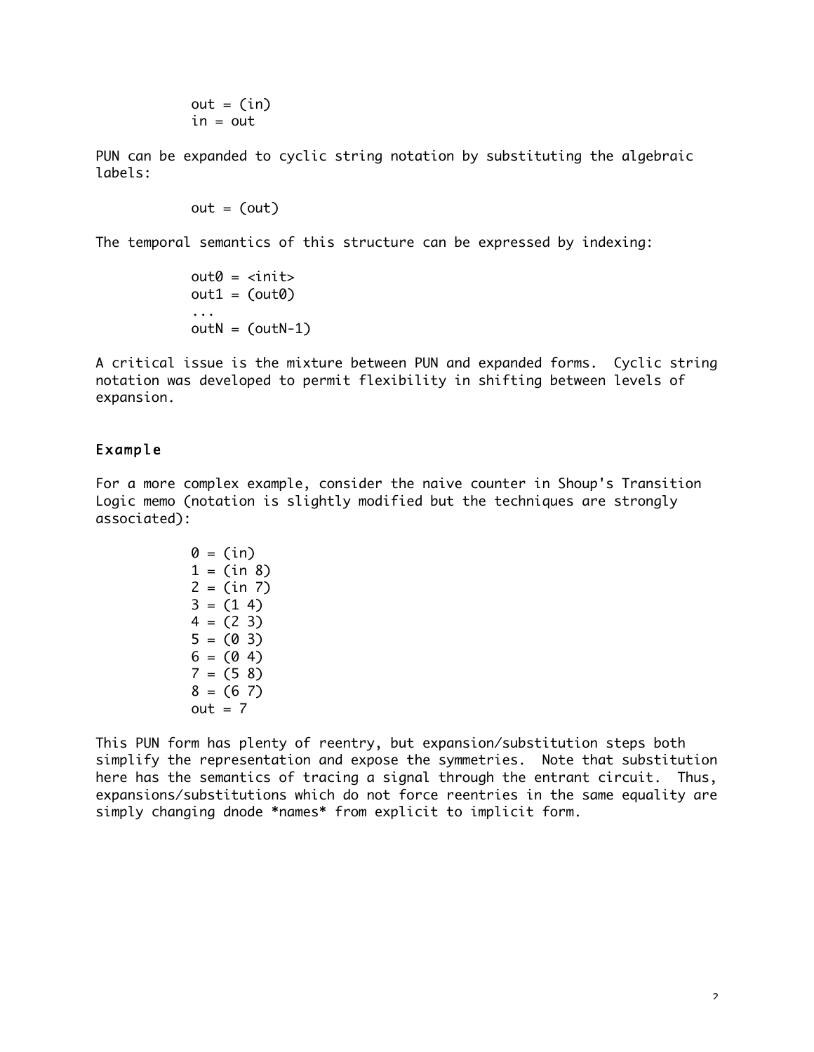```
out = (in)
in = out
```

PUN can be expanded to cyclic string notation by substituting the algebraic labels:

```
out = (out)
```

The temporal semantics of this structure can be expressed by indexing:

```
out0 = <init>
out1 = (out0)
...
outN = (outN-1)
```

A critical issue is the mixture between PUN and expanded forms. Cyclic string notation was developed to permit flexibility in shifting between levels of expansion.

## Example

For a more complex example, consider the naive counter in Shoup's Transition Logic memo (notation is slightly modified but the techniques are strongly associated):

```
0 = (in)
1 = (in 8)
2 = (in 7)
3 = (1 4)
4 = (2 3)
5 = (0 3)
6 = (0 4)
7 = (5 8)
8 = (6 7)
out = 7
```

This PUN form has plenty of reentry, but expansion/substitution steps both simplify the representation and expose the symmetries. Note that substitution here has the semantics of tracing a signal through the entrant circuit. Thus, expansions/substitutions which do not force reentries in the same equality are simply changing dnode *names* from explicit to implicit form.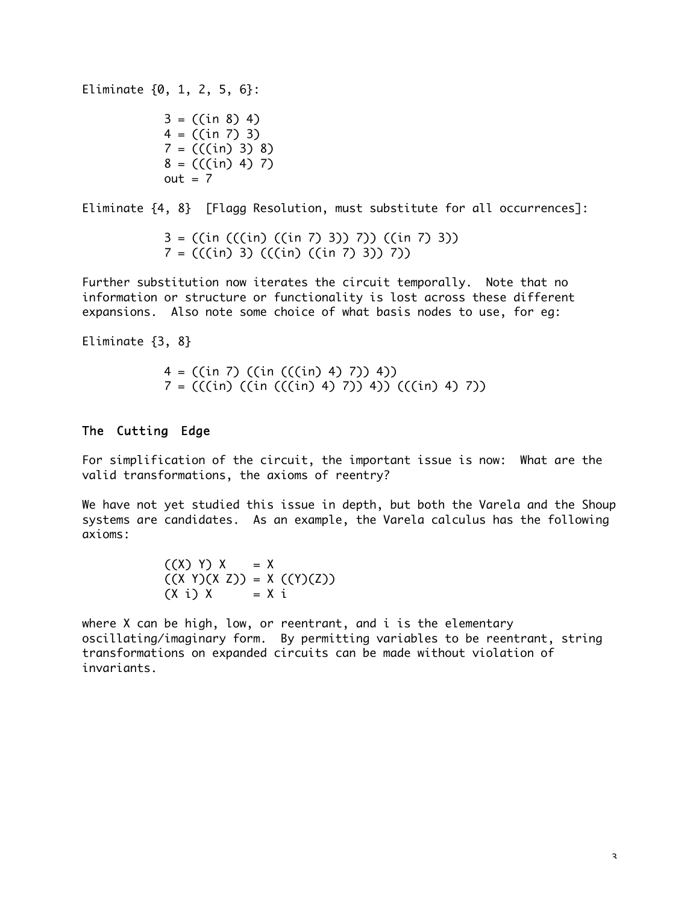Eliminate {0, 1, 2, 5, 6}:

```
3 = ((in 8) 4)
4 = ((in 7) 3)
7 = (((in) 3) 8)
8 = (((in) 4) 7)
out = 7
```

Eliminate {4, 8}  [Flagg Resolution, must substitute for all occurrences]:

```
3 = ((in (((in) ((in 7) 3)) 7)) ((in 7) 3))
7 = (((in) 3) (((in) ((in 7) 3)) 7))
```

Further substitution now iterates the circuit temporally.  Note that no information or structure or functionality is lost across these different expansions.  Also note some choice of what basis nodes to use, for eg:

Eliminate {3, 8}

```
4 = ((in 7) ((in (((in) 4) 7)) 4))
7 = (((in) ((in (((in) 4) 7)) 4)) (((in) 4) 7))
```

## The Cutting Edge

For simplification of the circuit, the important issue is now:  What are the valid transformations, the axioms of reentry?

We have not yet studied this issue in depth, but both the Varela and the Shoup systems are candidates.  As an example, the Varela calculus has the following axioms:

```
((X) Y) X    = X
((X Y)(X Z)) = X ((Y)(Z))
(X i) X      = X i
```

where X can be high, low, or reentrant, and i is the elementary oscillating/imaginary form.  By permitting variables to be reentrant, string transformations on expanded circuits can be made without violation of invariants.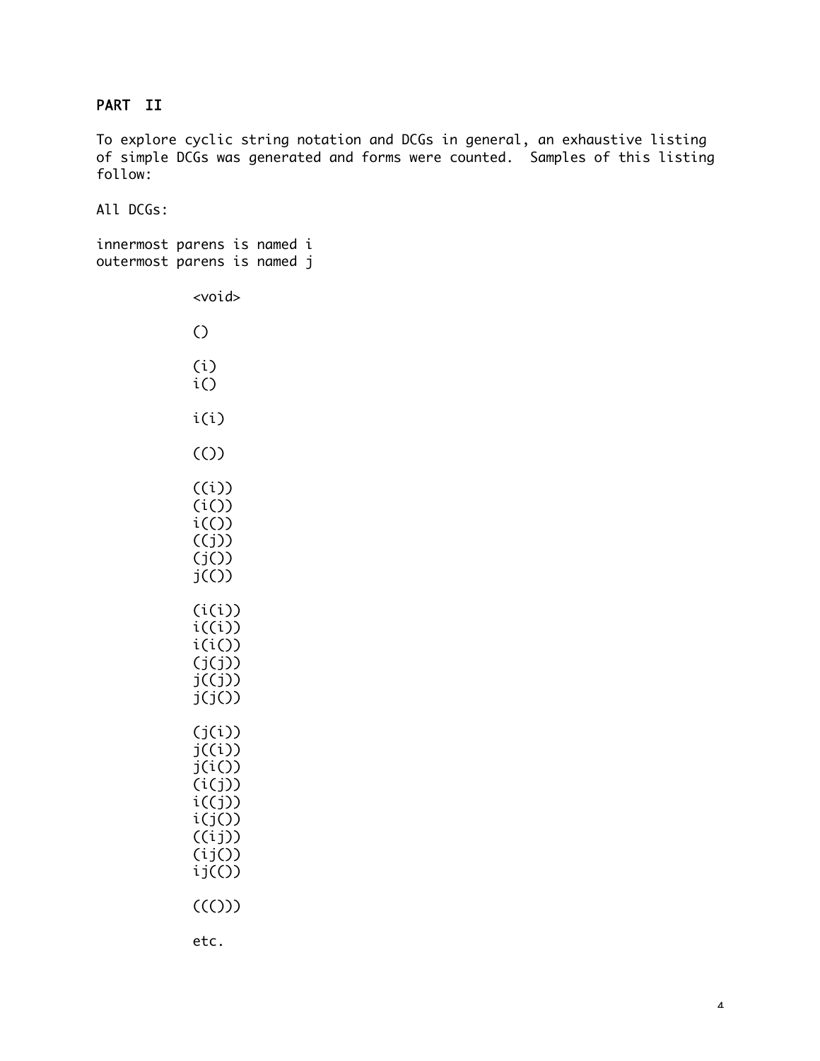## PART II

To explore cyclic string notation and DCGs in general, an exhaustive listing of simple DCGs was generated and forms were counted. Samples of this listing follow:

All DCGs:

innermost parens is named i
outermost parens is named j

```
<void>

()

(i)
i()

i(i)

(())

((i))
(i())
i(())
((j))
(j())
j(())

(i(i))
i((i))
i(i())
(j(j))
j((j))
j(j())

(j(i))
j((i))
j(i())
(i(j))
i((j))
i(j())
((ij))
(ij())
ij(())

((()))

etc.
```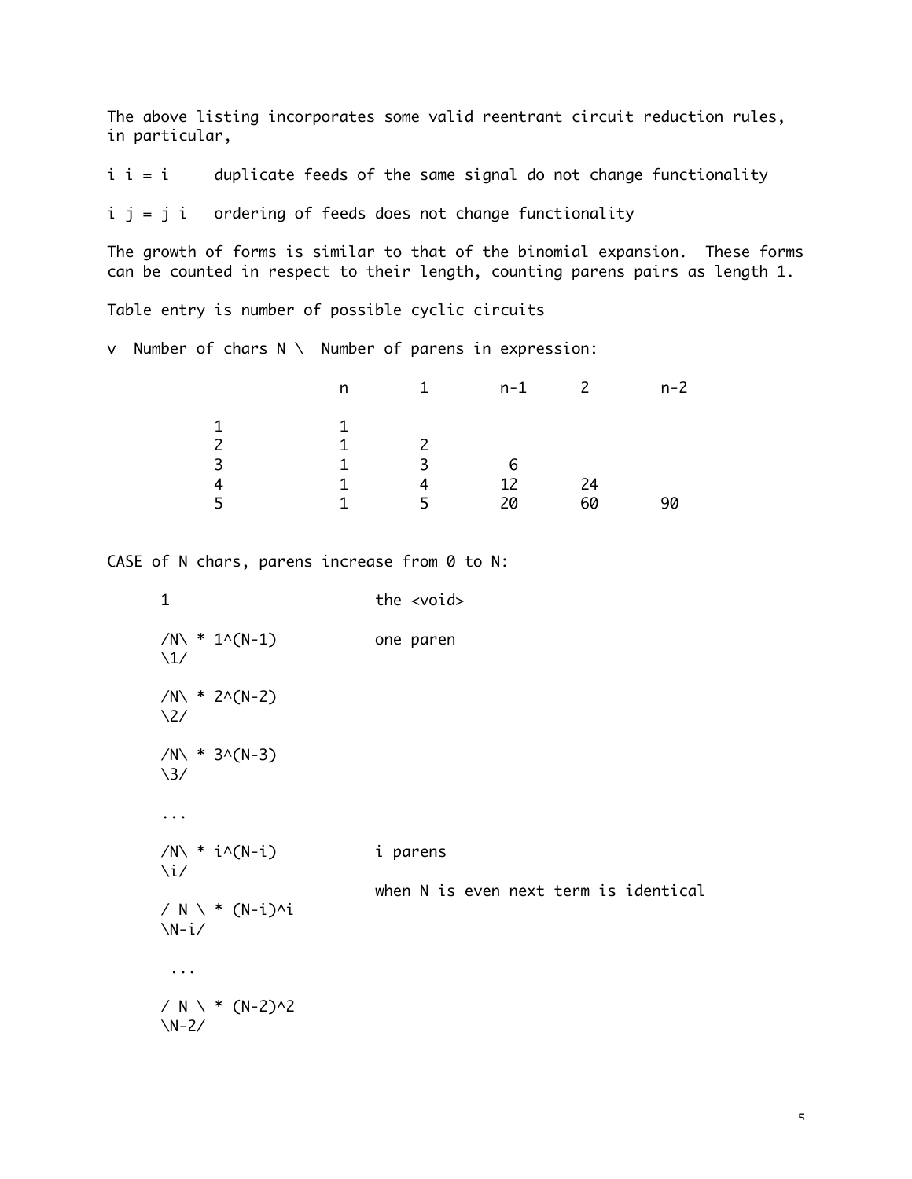The above listing incorporates some valid reentrant circuit reduction rules, in particular,

i i = i     duplicate feeds of the same signal do not change functionality

i j = j i   ordering of feeds does not change functionality

The growth of forms is similar to that of the binomial expansion.  These forms can be counted in respect to their length, counting parens pairs as length 1.

Table entry is number of possible cyclic circuits

v  Number of chars N \  Number of parens in expression:

| | n | 1 | n-1 | 2 | n-2 |
|---|---|---|---|---|---|
| 1 | 1 | | | | |
| 2 | 1 | 2 | | | |
| 3 | 1 | 3 | 6 | | |
| 4 | 1 | 4 | 12 | 24 | |
| 5 | 1 | 5 | 20 | 60 | 90 |

CASE of N chars, parens increase from 0 to N:

$1$ — the <void>

$\binom{N}{1} * 1^{(N-1)}$ — one paren

$\binom{N}{2} * 2^{(N-2)}$

$\binom{N}{3} * 3^{(N-3)}$

...

$\binom{N}{i} * i^{(N-i)}$ — i parens

when N is even next term is identical

$\binom{N}{N-i} * (N-i)^i$

...

$\binom{N}{N-2} * (N-2)^2$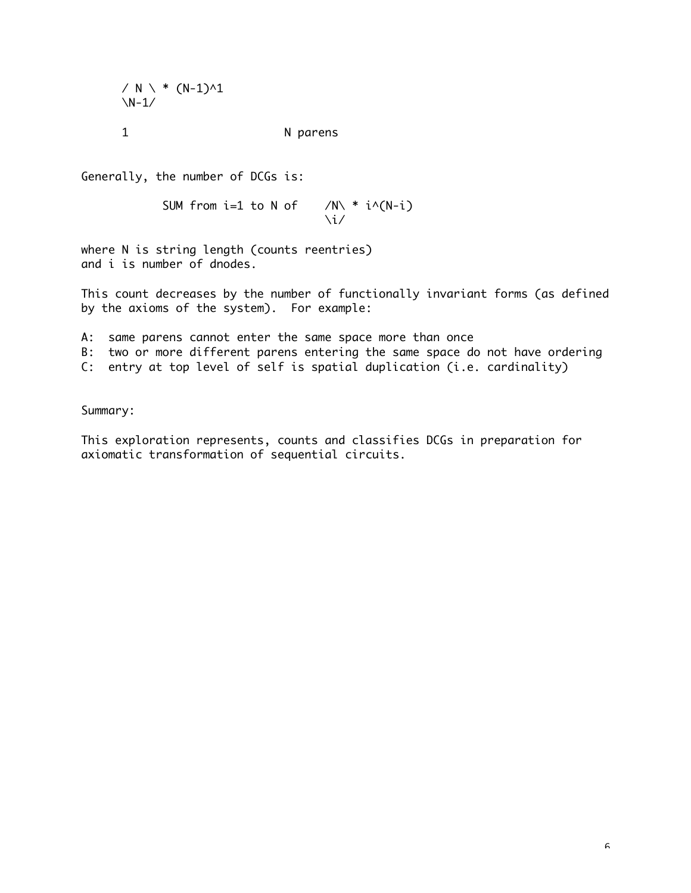$$\binom{N}{N-1} * (N-1)^1$$

1 N parens

Generally, the number of DCGs is:

$$\text{SUM from } i=1 \text{ to } N \text{ of } \binom{N}{i} * i^{(N-i)}$$

where N is string length (counts reentries)
and i is number of dnodes.

This count decreases by the number of functionally invariant forms (as defined by the axioms of the system). For example:

A: same parens cannot enter the same space more than once
B: two or more different parens entering the same space do not have ordering
C: entry at top level of self is spatial duplication (i.e. cardinality)

Summary:

This exploration represents, counts and classifies DCGs in preparation for axiomatic transformation of sequential circuits.